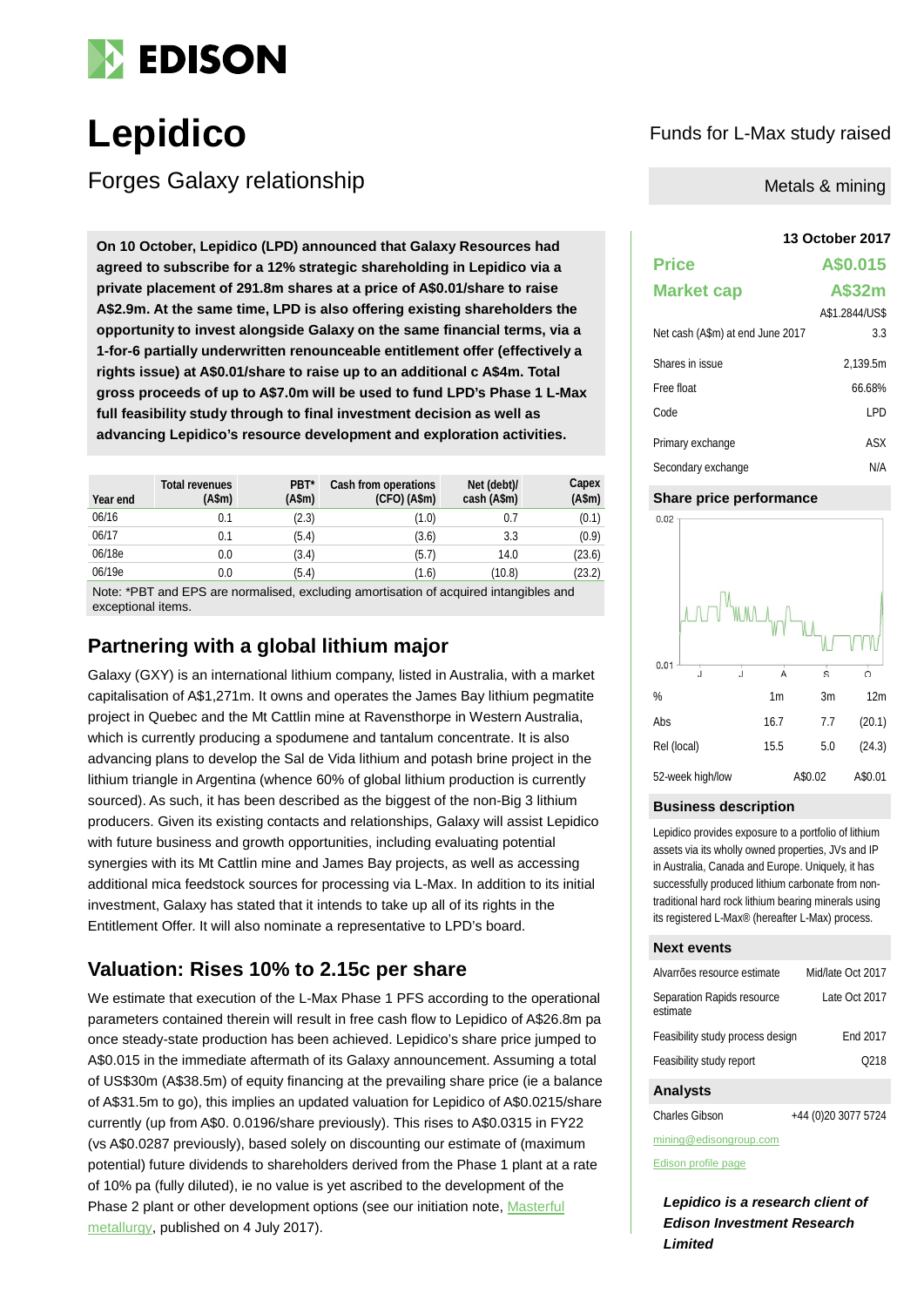# EDISON

# Lepidico

## Forges Galaxy relationship

Funds for L-Max study raised

Metals & mining

**On 10 October, Lepidico (LPD) announced that Galaxy Resources had agreed to subscribe for a 12% strategic shareholding in Lepidico via a private placement of 291.8m shares at a price of A$0.01/share to raise A$2.9m. At the same time, LPD is also offering existing shareholders the opportunity to invest alongside Galaxy on the same financial terms, via a 1-for-6 partially underwritten renounceable entitlement offer (effectively a rights issue) at A$0.01/share to raise up to an additional c A$4m. Total gross proceeds of up to A$7.0m will be used to fund LPD's Phase 1 L-Max full feasibility study through to final investment decision as well as advancing Lepidico's resource development and exploration activities.**

| Year end | Total revenues (A$m) | PBT* (A$m) | Cash from operations (CFO) (A$m) | Net (debt)/ cash (A$m) | Capex (A$m) |
|---|---|---|---|---|---|
| 06/16 | 0.1 | (2.3) | (1.0) | 0.7 | (0.1) |
| 06/17 | 0.1 | (5.4) | (3.6) | 3.3 | (0.9) |
| 06/18e | 0.0 | (3.4) | (5.7) | 14.0 | (23.6) |
| 06/19e | 0.0 | (5.4) | (1.6) | (10.8) | (23.2) |

Note: *PBT and EPS are normalised, excluding amortisation of acquired intangibles and exceptional items.

## Partnering with a global lithium major

Galaxy (GXY) is an international lithium company, listed in Australia, with a market capitalisation of A$1,271m. It owns and operates the James Bay lithium pegmatite project in Quebec and the Mt Cattlin mine at Ravensthorpe in Western Australia, which is currently producing a spodumene and tantalum concentrate. It is also advancing plans to develop the Sal de Vida lithium and potash brine project in the lithium triangle in Argentina (whence 60% of global lithium production is currently sourced). As such, it has been described as the biggest of the non-Big 3 lithium producers. Given its existing contacts and relationships, Galaxy will assist Lepidico with future business and growth opportunities, including evaluating potential synergies with its Mt Cattlin mine and James Bay projects, as well as accessing additional mica feedstock sources for processing via L-Max. In addition to its initial investment, Galaxy has stated that it intends to take up all of its rights in the Entitlement Offer. It will also nominate a representative to LPD's board.

## Valuation: Rises 10% to 2.15c per share

We estimate that execution of the L-Max Phase 1 PFS according to the operational parameters contained therein will result in free cash flow to Lepidico of A$26.8m pa once steady-state production has been achieved. Lepidico's share price jumped to A$0.015 in the immediate aftermath of its Galaxy announcement. Assuming a total of US$30m (A$38.5m) of equity financing at the prevailing share price (ie a balance of A$31.5m to go), this implies an updated valuation for Lepidico of A$0.0215/share currently (up from A$0. 0.0196/share previously). This rises to A$0.0315 in FY22 (vs A$0.0287 previously), based solely on discounting our estimate of (maximum potential) future dividends to shareholders derived from the Phase 1 plant at a rate of 10% pa (fully diluted), ie no value is yet ascribed to the development of the Phase 2 plant or other development options (see our initiation note, Masterful metallurgy, published on 4 July 2017).

**13 October 2017**

| | |
|---|---|
| **Price** | **A$0.015** |
| **Market cap** | **A$32m** |
| | A$1.2844/US$ |
| Net cash (A$m) at end June 2017 | 3.3 |
| Shares in issue | 2,139.5m |
| Free float | 66.68% |
| Code | LPD |
| Primary exchange | ASX |
| Secondary exchange | N/A |

### Share price performance

| % | 1m | 3m | 12m |
|---|---|---|---|
| Abs | 16.7 | 7.7 | (20.1) |
| Rel (local) | 15.5 | 5.0 | (24.3) |
| 52-week high/low | | A$0.02 | A$0.01 |

### Business description

Lepidico provides exposure to a portfolio of lithium assets via its wholly owned properties, JVs and IP in Australia, Canada and Europe. Uniquely, it has successfully produced lithium carbonate from non-traditional hard rock lithium bearing minerals using its registered L-Max® (hereafter L-Max) process.

### Next events

| | |
|---|---|
| Alvarrões resource estimate | Mid/late Oct 2017 |
| Separation Rapids resource estimate | Late Oct 2017 |
| Feasibility study process design | End 2017 |
| Feasibility study report | Q218 |

### Analysts

Charles Gibson +44 (0)20 3077 5724

mining@edisongroup.com

Edison profile page

***Lepidico is a research client of Edison Investment Research Limited***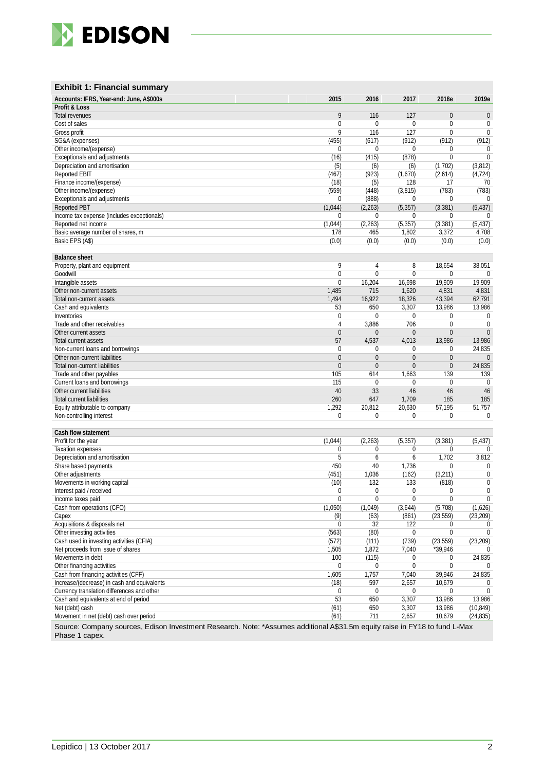**Exhibit 1: Financial summary**

| Accounts: IFRS, Year-end: June, A$000s | 2015 | 2016 | 2017 | 2018e | 2019e |
|---|---|---|---|---|---|
| **Profit & Loss** | | | | | |
| Total revenues | 9 | 116 | 127 | 0 | 0 |
| Cost of sales | 0 | 0 | 0 | 0 | 0 |
| Gross profit | 9 | 116 | 127 | 0 | 0 |
| SG&A (expenses) | (455) | (617) | (912) | (912) | (912) |
| Other income/(expense) | 0 | 0 | 0 | 0 | 0 |
| Exceptionals and adjustments | (16) | (415) | (878) | 0 | 0 |
| Depreciation and amortisation | (5) | (6) | (6) | (1,702) | (3,812) |
| Reported EBIT | (467) | (923) | (1,670) | (2,614) | (4,724) |
| Finance income/(expense) | (18) | (5) | 128 | 17 | 70 |
| Other income/(expense) | (559) | (448) | (3,815) | (783) | (783) |
| Exceptionals and adjustments | 0 | (888) | 0 | 0 | 0 |
| Reported PBT | (1,044) | (2,263) | (5,357) | (3,381) | (5,437) |
| Income tax expense (includes exceptionals) | 0 | 0 | 0 | 0 | 0 |
| Reported net income | (1,044) | (2,263) | (5,357) | (3,381) | (5,437) |
| Basic average number of shares, m | 178 | 465 | 1,802 | 3,372 | 4,708 |
| Basic EPS (A$) | (0.0) | (0.0) | (0.0) | (0.0) | (0.0) |
| | | | | | |
| **Balance sheet** | | | | | |
| Property, plant and equipment | 9 | 4 | 8 | 18,654 | 38,051 |
| Goodwill | 0 | 0 | 0 | 0 | 0 |
| Intangible assets | 0 | 16,204 | 16,698 | 19,909 | 19,909 |
| Other non-current assets | 1,485 | 715 | 1,620 | 4,831 | 4,831 |
| Total non-current assets | 1,494 | 16,922 | 18,326 | 43,394 | 62,791 |
| Cash and equivalents | 53 | 650 | 3,307 | 13,986 | 13,986 |
| Inventories | 0 | 0 | 0 | 0 | 0 |
| Trade and other receivables | 4 | 3,886 | 706 | 0 | 0 |
| Other current assets | 0 | 0 | 0 | 0 | 0 |
| Total current assets | 57 | 4,537 | 4,013 | 13,986 | 13,986 |
| Non-current loans and borrowings | 0 | 0 | 0 | 0 | 24,835 |
| Other non-current liabilities | 0 | 0 | 0 | 0 | 0 |
| Total non-current liabilities | 0 | 0 | 0 | 0 | 24,835 |
| Trade and other payables | 105 | 614 | 1,663 | 139 | 139 |
| Current loans and borrowings | 115 | 0 | 0 | 0 | 0 |
| Other current liabilities | 40 | 33 | 46 | 46 | 46 |
| Total current liabilities | 260 | 647 | 1,709 | 185 | 185 |
| Equity attributable to company | 1,292 | 20,812 | 20,630 | 57,195 | 51,757 |
| Non-controlling interest | 0 | 0 | 0 | 0 | 0 |
| | | | | | |
| **Cash flow statement** | | | | | |
| Profit for the year | (1,044) | (2,263) | (5,357) | (3,381) | (5,437) |
| Taxation expenses | 0 | 0 | 0 | 0 | 0 |
| Depreciation and amortisation | 5 | 6 | 6 | 1,702 | 3,812 |
| Share based payments | 450 | 40 | 1,736 | 0 | 0 |
| Other adjustments | (451) | 1,036 | (162) | (3,211) | 0 |
| Movements in working capital | (10) | 132 | 133 | (818) | 0 |
| Interest paid / received | 0 | 0 | 0 | 0 | 0 |
| Income taxes paid | 0 | 0 | 0 | 0 | 0 |
| Cash from operations (CFO) | (1,050) | (1,049) | (3,644) | (5,708) | (1,626) |
| Capex | (9) | (63) | (861) | (23,559) | (23,209) |
| Acquisitions & disposals net | 0 | 32 | 122 | 0 | 0 |
| Other investing activities | (563) | (80) | 0 | 0 | 0 |
| Cash used in investing activities (CFIA) | (572) | (111) | (739) | (23,559) | (23,209) |
| Net proceeds from issue of shares | 1,505 | 1,872 | 7,040 | *39,946 | 0 |
| Movements in debt | 100 | (115) | 0 | 0 | 24,835 |
| Other financing activities | 0 | 0 | 0 | 0 | 0 |
| Cash from financing activities (CFF) | 1,605 | 1,757 | 7,040 | 39,946 | 24,835 |
| Increase/(decrease) in cash and equivalents | (18) | 597 | 2,657 | 10,679 | 0 |
| Currency translation differences and other | 0 | 0 | 0 | 0 | 0 |
| Cash and equivalents at end of period | 53 | 650 | 3,307 | 13,986 | 13,986 |
| Net (debt) cash | (61) | 650 | 3,307 | 13,986 | (10,849) |
| Movement in net (debt) cash over period | (61) | 711 | 2,657 | 10,679 | (24,835) |

Source: Company sources, Edison Investment Research. Note: *Assumes additional A$31.5m equity raise in FY18 to fund L-Max Phase 1 capex.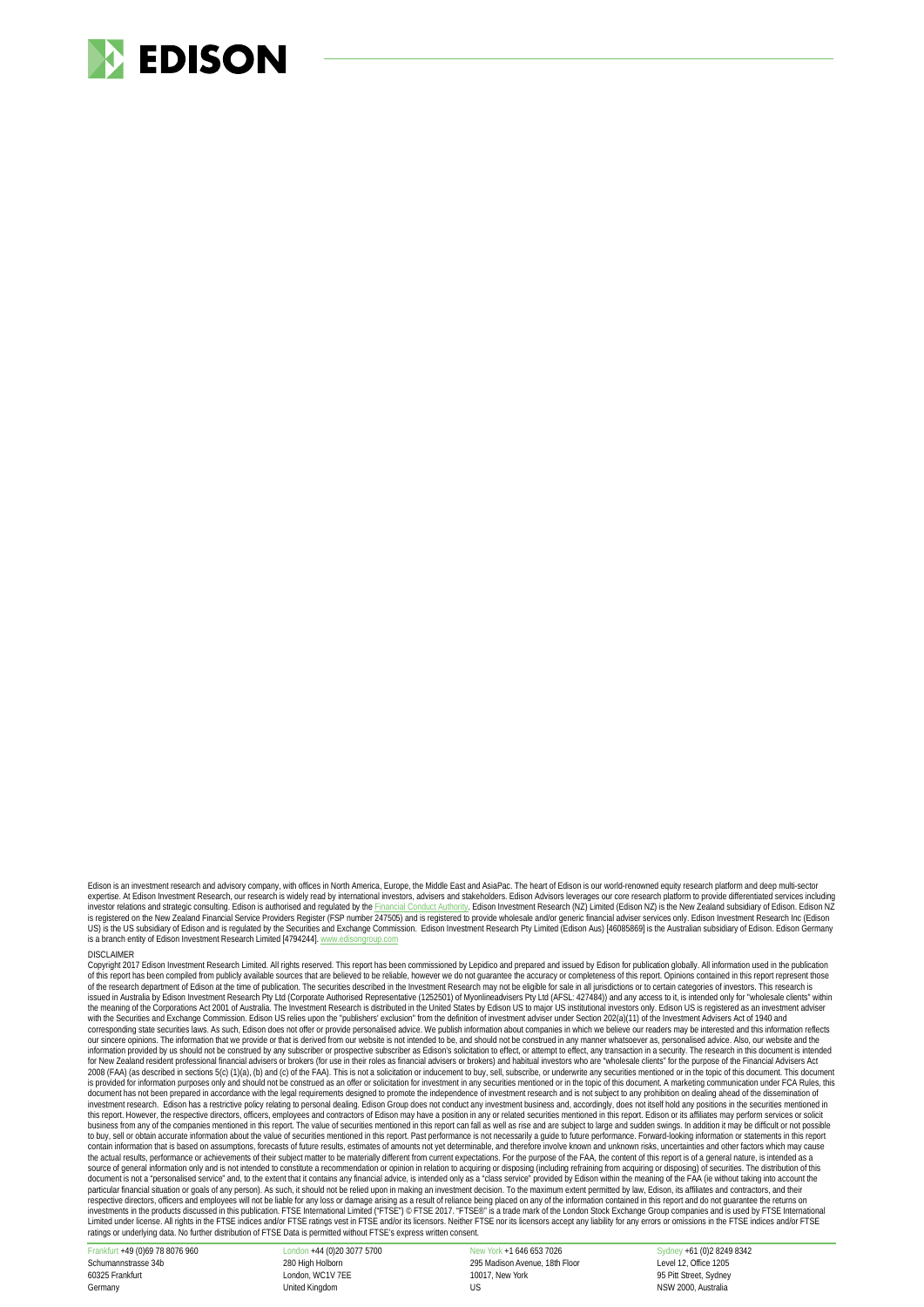Edison is an investment research and advisory company, with offices in North America, Europe, the Middle East and AsiaPac. The heart of Edison is our world-renowned equity research platform and deep multi-sector expertise. At Edison Investment Research, our research is widely read by international investors, advisers and stakeholders. Edison Advisors leverages our core research platform to provide differentiated services including investor relations and strategic consulting. Edison is authorised and regulated by the Financial Conduct Authority. Edison Investment Research (NZ) Limited (Edison NZ) is the New Zealand subsidiary of Edison. Edison NZ is registered on the New Zealand Financial Service Providers Register (FSP number 247505) and is registered to provide wholesale and/or generic financial adviser services only. Edison Investment Research Inc (Edison US) is the US subsidiary of Edison and is regulated by the Securities and Exchange Commission. Edison Investment Research Pty Limited (Edison Aus) [46085869] is the Australian subsidiary of Edison. Edison Germany is a branch entity of Edison Investment Research Limited [4794244]. www.edisongroup.com

DISCLAIMER

Copyright 2017 Edison Investment Research Limited. All rights reserved. This report has been commissioned by Lepidico and prepared and issued by Edison for publication globally. All information used in the publication of this report has been compiled from publicly available sources that are believed to be reliable, however we do not guarantee the accuracy or completeness of this report. Opinions contained in this report represent those of the research department of Edison at the time of publication. The securities described in the Investment Research may not be eligible for sale in all jurisdictions or to certain categories of investors. This research is issued in Australia by Edison Investment Research Pty Ltd (Corporate Authorised Representative (1252501) of Myonlineadvisers Pty Ltd (AFSL: 427484)) and any access to it, is intended only for "wholesale clients" within the meaning of the Corporations Act 2001 of Australia. The Investment Research is distributed in the United States by Edison US to major US institutional investors only. Edison US is registered as an investment adviser with the Securities and Exchange Commission. Edison US relies upon the "publishers' exclusion" from the definition of investment adviser under Section 202(a)(11) of the Investment Advisers Act of 1940 and corresponding state securities laws. As such, Edison does not offer or provide personalised advice. We publish information about companies in which we believe our readers may be interested and this information reflects our sincere opinions. The information that we provide or that is derived from our website is not intended to be, and should not be construed in any manner whatsoever as, personalised advice. Also, our website and the information provided by us should not be construed by any subscriber or prospective subscriber as Edison's solicitation to effect, or attempt to effect, any transaction in a security. The research in this document is intended for New Zealand resident professional financial advisers or brokers (for use in their roles as financial advisers or brokers) and habitual investors who are "wholesale clients" for the purpose of the Financial Advisers Act 2008 (FAA) (as described in sections 5(c) (1)(a), (b) and (c) of the FAA). This is not a solicitation or inducement to buy, sell, subscribe, or underwrite any securities mentioned or in the topic of this document. This document is provided for information purposes only and should not be construed as an offer or solicitation for investment in any securities mentioned or in the topic of this document. A marketing communication under FCA Rules, this document has not been prepared in accordance with the legal requirements designed to promote the independence of investment research and is not subject to any prohibition on dealing ahead of the dissemination of investment research. Edison has a restrictive policy relating to personal dealing. Edison Group does not conduct any investment business and, accordingly, does not itself hold any positions in the securities mentioned in this report. However, the respective directors, officers, employees and contractors of Edison may have a position in any or related securities mentioned in this report. Edison or its affiliates may perform services or solicit business from any of the companies mentioned in this report. The value of securities mentioned in this report can fall as well as rise and are subject to large and sudden swings. In addition it may be difficult or not possible to buy, sell or obtain accurate information about the value of securities mentioned in this report. Past performance is not necessarily a guide to future performance. Forward-looking information or statements in this report contain information that is based on assumptions, forecasts of future results, estimates of amounts not yet determinable, and therefore involve known and unknown risks, uncertainties and other factors which may cause the actual results, performance or achievements of their subject matter to be materially different from current expectations. For the purpose of the FAA, the content of this report is of a general nature, is intended as a source of general information only and is not intended to constitute a recommendation or opinion in relation to acquiring or disposing (including refraining from acquiring or disposing) of securities. The distribution of this document is not a "personalised service" and, to the extent that it contains any financial advice, is intended only as a "class service" provided by Edison within the meaning of the FAA (ie without taking into account the particular financial situation or goals of any person). As such, it should not be relied upon in making an investment decision. To the maximum extent permitted by law, Edison, its affiliates and contractors, and their respective directors, officers and employees will not be liable for any loss or damage arising as a result of reliance being placed on any of the information contained in this report and do not guarantee the returns on investments in the products discussed in this publication. FTSE International Limited ("FTSE") © FTSE 2017. "FTSE®" is a trade mark of the London Stock Exchange Group companies and is used by FTSE International Limited under license. All rights in the FTSE indices and/or FTSE ratings vest in FTSE and/or its licensors. Neither FTSE nor its licensors accept any liability for any errors or omissions in the FTSE indices and/or FTSE ratings or underlying data. No further distribution of FTSE Data is permitted without FTSE's express written consent.

Frankfurt +49 (0)69 78 8076 960
Schumannstrasse 34b
60325 Frankfurt
Germany

London +44 (0)20 3077 5700
280 High Holborn
London, WC1V 7EE
United Kingdom

New York +1 646 653 7026
295 Madison Avenue, 18th Floor
10017, New York
US

Sydney +61 (0)2 8249 8342
Level 12, Office 1205
95 Pitt Street, Sydney
NSW 2000, Australia